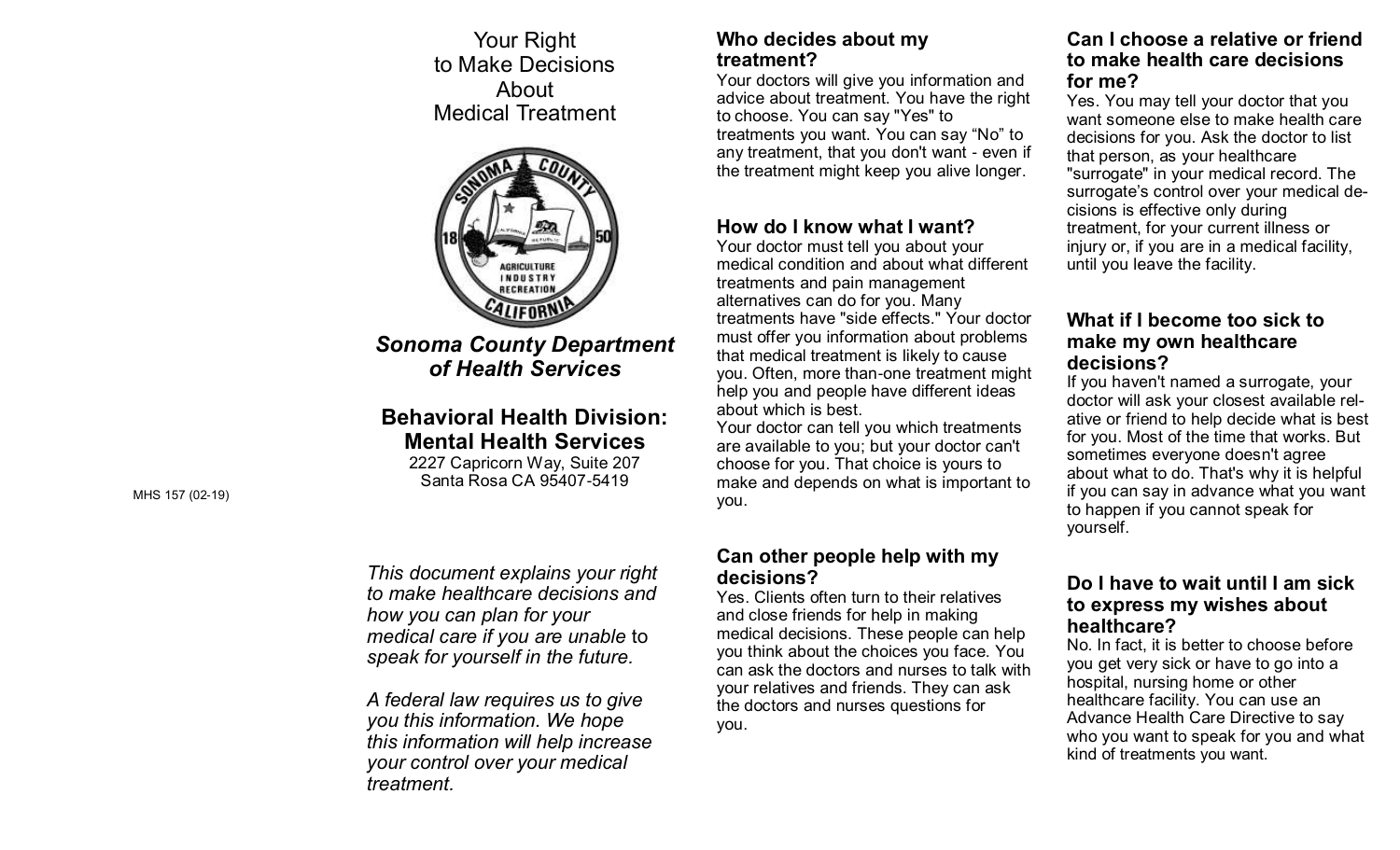MHS 157 (02-19)

# Your Right to Make Decisions About Medical Treatment

***Sonoma County Department of Health Services***

**Behavioral Health Division: Mental Health Services**

2227 Capricorn Way, Suite 207
Santa Rosa CA 95407-5419

*This document explains your right to make healthcare decisions and how you can plan for your medical care if you are unable to speak for yourself in the future.*

*A federal law requires us to give you this information. We hope this information will help increase your control over your medical treatment.*

## Who decides about my treatment?

Your doctors will give you information and advice about treatment. You have the right to choose. You can say "Yes" to treatments you want. You can say "No" to any treatment, that you don't want - even if the treatment might keep you alive longer.

## How do I know what I want?

Your doctor must tell you about your medical condition and about what different treatments and pain management alternatives can do for you. Many treatments have "side effects." Your doctor must offer you information about problems that medical treatment is likely to cause you. Often, more than-one treatment might help you and people have different ideas about which is best.

Your doctor can tell you which treatments are available to you; but your doctor can't choose for you. That choice is yours to make and depends on what is important to you.

## Can other people help with my decisions?

Yes. Clients often turn to their relatives and close friends for help in making medical decisions. These people can help you think about the choices you face. You can ask the doctors and nurses to talk with your relatives and friends. They can ask the doctors and nurses questions for you.

## Can I choose a relative or friend to make health care decisions for me?

Yes. You may tell your doctor that you want someone else to make health care decisions for you. Ask the doctor to list that person, as your healthcare "surrogate" in your medical record. The surrogate's control over your medical decisions is effective only during treatment, for your current illness or injury or, if you are in a medical facility, until you leave the facility.

## What if I become too sick to make my own healthcare decisions?

If you haven't named a surrogate, your doctor will ask your closest available relative or friend to help decide what is best for you. Most of the time that works. But sometimes everyone doesn't agree about what to do. That's why it is helpful if you can say in advance what you want to happen if you cannot speak for yourself.

## Do I have to wait until I am sick to express my wishes about healthcare?

No. In fact, it is better to choose before you get very sick or have to go into a hospital, nursing home or other healthcare facility. You can use an Advance Health Care Directive to say who you want to speak for you and what kind of treatments you want.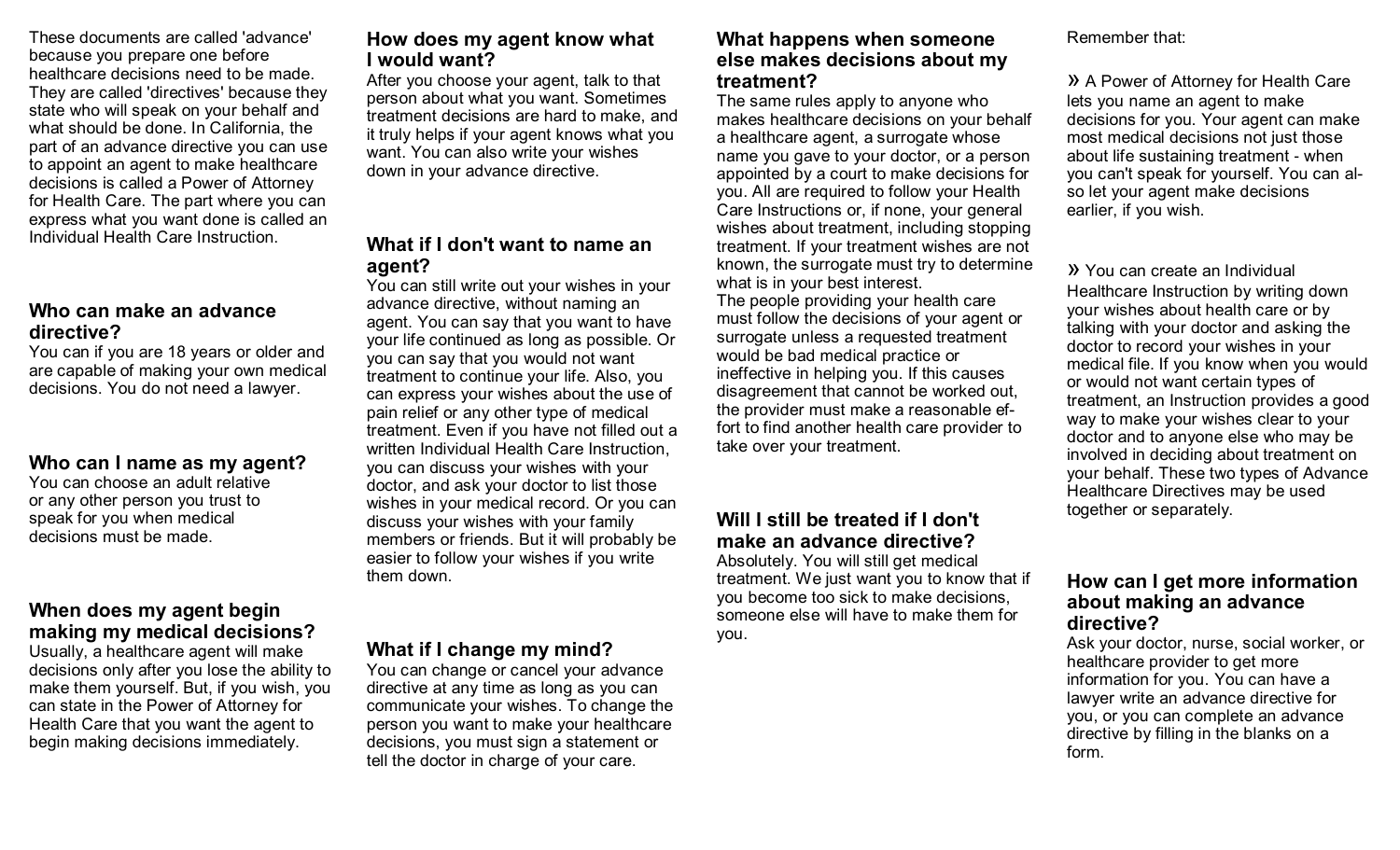These documents are called 'advance' because you prepare one before healthcare decisions need to be made. They are called 'directives' because they state who will speak on your behalf and what should be done. In California, the part of an advance directive you can use to appoint an agent to make healthcare decisions is called a Power of Attorney for Health Care. The part where you can express what you want done is called an Individual Health Care Instruction.

## Who can make an advance directive?

You can if you are 18 years or older and are capable of making your own medical decisions. You do not need a lawyer.

## Who can I name as my agent?

You can choose an adult relative or any other person you trust to speak for you when medical decisions must be made.

## When does my agent begin making my medical decisions?

Usually, a healthcare agent will make decisions only after you lose the ability to make them yourself. But, if you wish, you can state in the Power of Attorney for Health Care that you want the agent to begin making decisions immediately.

## How does my agent know what I would want?

After you choose your agent, talk to that person about what you want. Sometimes treatment decisions are hard to make, and it truly helps if your agent knows what you want. You can also write your wishes down in your advance directive.

## What if I don't want to name an agent?

You can still write out your wishes in your advance directive, without naming an agent. You can say that you want to have your life continued as long as possible. Or you can say that you would not want treatment to continue your life. Also, you can express your wishes about the use of pain relief or any other type of medical treatment. Even if you have not filled out a written Individual Health Care Instruction, you can discuss your wishes with your doctor, and ask your doctor to list those wishes in your medical record. Or you can discuss your wishes with your family members or friends. But it will probably be easier to follow your wishes if you write them down.

## What if I change my mind?

You can change or cancel your advance directive at any time as long as you can communicate your wishes. To change the person you want to make your healthcare decisions, you must sign a statement or tell the doctor in charge of your care.

## What happens when someone else makes decisions about my treatment?

The same rules apply to anyone who makes healthcare decisions on your behalf a healthcare agent, a surrogate whose name you gave to your doctor, or a person appointed by a court to make decisions for you. All are required to follow your Health Care Instructions or, if none, your general wishes about treatment, including stopping treatment. If your treatment wishes are not known, the surrogate must try to determine what is in your best interest.
The people providing your health care must follow the decisions of your agent or surrogate unless a requested treatment would be bad medical practice or ineffective in helping you. If this causes disagreement that cannot be worked out, the provider must make a reasonable effort to find another health care provider to take over your treatment.

## Will I still be treated if I don't make an advance directive?

Absolutely. You will still get medical treatment. We just want you to know that if you become too sick to make decisions, someone else will have to make them for you.

Remember that:

» A Power of Attorney for Health Care lets you name an agent to make decisions for you. Your agent can make most medical decisions not just those about life sustaining treatment - when you can't speak for yourself. You can also let your agent make decisions earlier, if you wish.

» You can create an Individual Healthcare Instruction by writing down your wishes about health care or by talking with your doctor and asking the doctor to record your wishes in your medical file. If you know when you would or would not want certain types of treatment, an Instruction provides a good way to make your wishes clear to your doctor and to anyone else who may be involved in deciding about treatment on your behalf. These two types of Advance Healthcare Directives may be used together or separately.

## How can I get more information about making an advance directive?

Ask your doctor, nurse, social worker, or healthcare provider to get more information for you. You can have a lawyer write an advance directive for you, or you can complete an advance directive by filling in the blanks on a form.